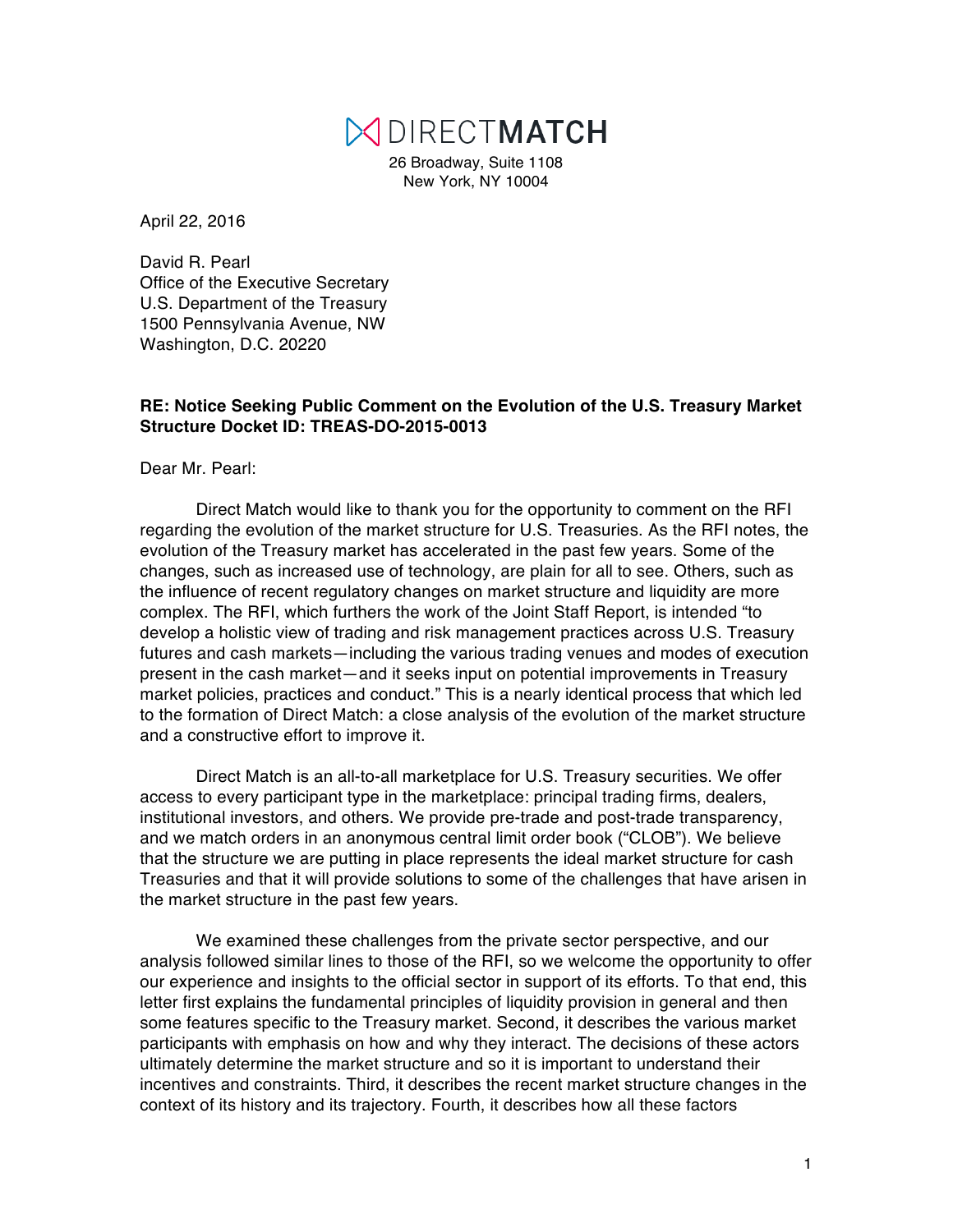# DIRECTMATCH

26 Broadway, Suite 1108
New York, NY 10004

April 22, 2016

David R. Pearl
Office of the Executive Secretary
U.S. Department of the Treasury
1500 Pennsylvania Avenue, NW
Washington, D.C. 20220

**RE: Notice Seeking Public Comment on the Evolution of the U.S. Treasury Market Structure Docket ID: TREAS-DO-2015-0013**

Dear Mr. Pearl:

Direct Match would like to thank you for the opportunity to comment on the RFI regarding the evolution of the market structure for U.S. Treasuries. As the RFI notes, the evolution of the Treasury market has accelerated in the past few years. Some of the changes, such as increased use of technology, are plain for all to see. Others, such as the influence of recent regulatory changes on market structure and liquidity are more complex. The RFI, which furthers the work of the Joint Staff Report, is intended "to develop a holistic view of trading and risk management practices across U.S. Treasury futures and cash markets—including the various trading venues and modes of execution present in the cash market—and it seeks input on potential improvements in Treasury market policies, practices and conduct." This is a nearly identical process that which led to the formation of Direct Match: a close analysis of the evolution of the market structure and a constructive effort to improve it.

Direct Match is an all-to-all marketplace for U.S. Treasury securities. We offer access to every participant type in the marketplace: principal trading firms, dealers, institutional investors, and others. We provide pre-trade and post-trade transparency, and we match orders in an anonymous central limit order book ("CLOB"). We believe that the structure we are putting in place represents the ideal market structure for cash Treasuries and that it will provide solutions to some of the challenges that have arisen in the market structure in the past few years.

We examined these challenges from the private sector perspective, and our analysis followed similar lines to those of the RFI, so we welcome the opportunity to offer our experience and insights to the official sector in support of its efforts. To that end, this letter first explains the fundamental principles of liquidity provision in general and then some features specific to the Treasury market. Second, it describes the various market participants with emphasis on how and why they interact. The decisions of these actors ultimately determine the market structure and so it is important to understand their incentives and constraints. Third, it describes the recent market structure changes in the context of its history and its trajectory. Fourth, it describes how all these factors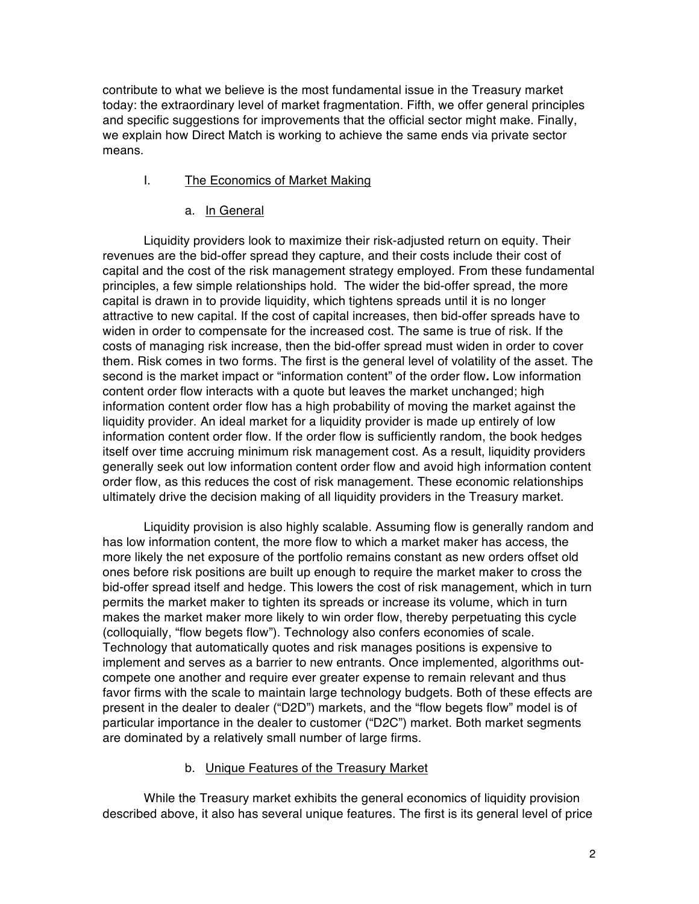contribute to what we believe is the most fundamental issue in the Treasury market today: the extraordinary level of market fragmentation. Fifth, we offer general principles and specific suggestions for improvements that the official sector might make. Finally, we explain how Direct Match is working to achieve the same ends via private sector means.

## I. The Economics of Market Making

### a. In General

Liquidity providers look to maximize their risk-adjusted return on equity. Their revenues are the bid-offer spread they capture, and their costs include their cost of capital and the cost of the risk management strategy employed. From these fundamental principles, a few simple relationships hold. The wider the bid-offer spread, the more capital is drawn in to provide liquidity, which tightens spreads until it is no longer attractive to new capital. If the cost of capital increases, then bid-offer spreads have to widen in order to compensate for the increased cost. The same is true of risk. If the costs of managing risk increase, then the bid-offer spread must widen in order to cover them. Risk comes in two forms. The first is the general level of volatility of the asset. The second is the market impact or "information content" of the order flow**.** Low information content order flow interacts with a quote but leaves the market unchanged; high information content order flow has a high probability of moving the market against the liquidity provider. An ideal market for a liquidity provider is made up entirely of low information content order flow. If the order flow is sufficiently random, the book hedges itself over time accruing minimum risk management cost. As a result, liquidity providers generally seek out low information content order flow and avoid high information content order flow, as this reduces the cost of risk management. These economic relationships ultimately drive the decision making of all liquidity providers in the Treasury market.

Liquidity provision is also highly scalable. Assuming flow is generally random and has low information content, the more flow to which a market maker has access, the more likely the net exposure of the portfolio remains constant as new orders offset old ones before risk positions are built up enough to require the market maker to cross the bid-offer spread itself and hedge. This lowers the cost of risk management, which in turn permits the market maker to tighten its spreads or increase its volume, which in turn makes the market maker more likely to win order flow, thereby perpetuating this cycle (colloquially, "flow begets flow"). Technology also confers economies of scale. Technology that automatically quotes and risk manages positions is expensive to implement and serves as a barrier to new entrants. Once implemented, algorithms out-compete one another and require ever greater expense to remain relevant and thus favor firms with the scale to maintain large technology budgets. Both of these effects are present in the dealer to dealer ("D2D") markets, and the "flow begets flow" model is of particular importance in the dealer to customer ("D2C") market. Both market segments are dominated by a relatively small number of large firms.

### b. Unique Features of the Treasury Market

While the Treasury market exhibits the general economics of liquidity provision described above, it also has several unique features. The first is its general level of price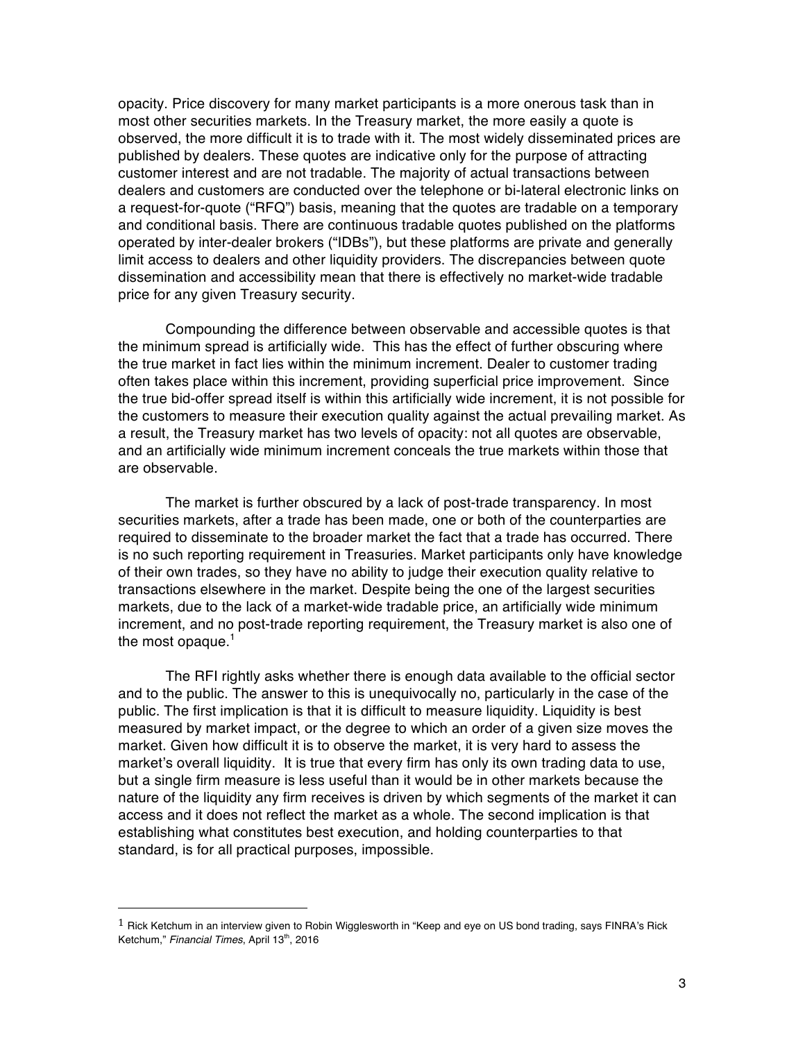opacity. Price discovery for many market participants is a more onerous task than in most other securities markets. In the Treasury market, the more easily a quote is observed, the more difficult it is to trade with it. The most widely disseminated prices are published by dealers. These quotes are indicative only for the purpose of attracting customer interest and are not tradable. The majority of actual transactions between dealers and customers are conducted over the telephone or bi-lateral electronic links on a request-for-quote ("RFQ") basis, meaning that the quotes are tradable on a temporary and conditional basis. There are continuous tradable quotes published on the platforms operated by inter-dealer brokers ("IDBs"), but these platforms are private and generally limit access to dealers and other liquidity providers. The discrepancies between quote dissemination and accessibility mean that there is effectively no market-wide tradable price for any given Treasury security.

Compounding the difference between observable and accessible quotes is that the minimum spread is artificially wide. This has the effect of further obscuring where the true market in fact lies within the minimum increment. Dealer to customer trading often takes place within this increment, providing superficial price improvement. Since the true bid-offer spread itself is within this artificially wide increment, it is not possible for the customers to measure their execution quality against the actual prevailing market. As a result, the Treasury market has two levels of opacity: not all quotes are observable, and an artificially wide minimum increment conceals the true markets within those that are observable.

The market is further obscured by a lack of post-trade transparency. In most securities markets, after a trade has been made, one or both of the counterparties are required to disseminate to the broader market the fact that a trade has occurred. There is no such reporting requirement in Treasuries. Market participants only have knowledge of their own trades, so they have no ability to judge their execution quality relative to transactions elsewhere in the market. Despite being the one of the largest securities markets, due to the lack of a market-wide tradable price, an artificially wide minimum increment, and no post-trade reporting requirement, the Treasury market is also one of the most opaque.[1]

The RFI rightly asks whether there is enough data available to the official sector and to the public. The answer to this is unequivocally no, particularly in the case of the public. The first implication is that it is difficult to measure liquidity. Liquidity is best measured by market impact, or the degree to which an order of a given size moves the market. Given how difficult it is to observe the market, it is very hard to assess the market's overall liquidity. It is true that every firm has only its own trading data to use, but a single firm measure is less useful than it would be in other markets because the nature of the liquidity any firm receives is driven by which segments of the market it can access and it does not reflect the market as a whole. The second implication is that establishing what constitutes best execution, and holding counterparties to that standard, is for all practical purposes, impossible.

---

[1] Rick Ketchum in an interview given to Robin Wigglesworth in "Keep and eye on US bond trading, says FINRA's Rick Ketchum," *Financial Times*, April 13th, 2016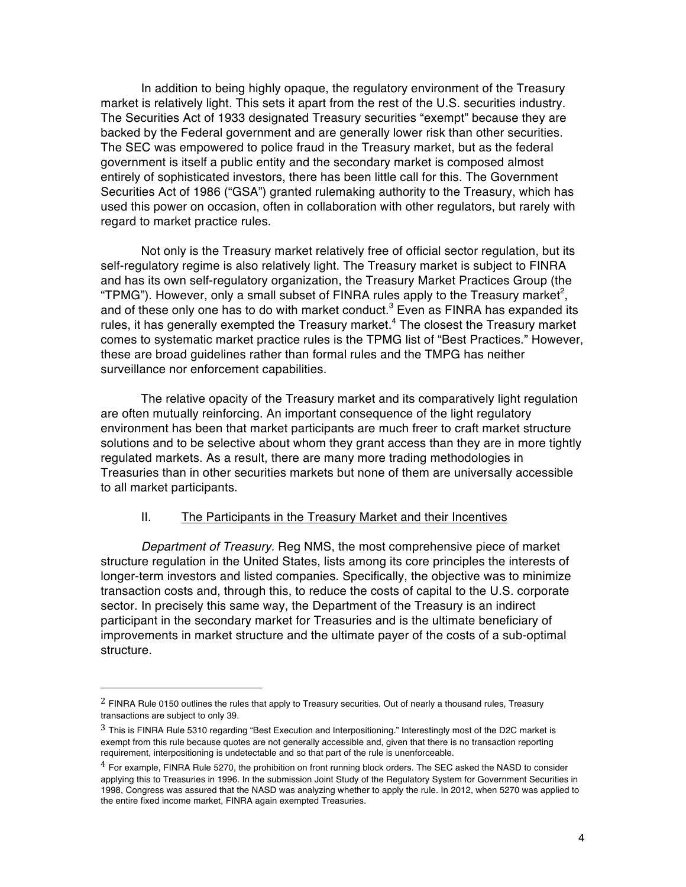In addition to being highly opaque, the regulatory environment of the Treasury market is relatively light. This sets it apart from the rest of the U.S. securities industry. The Securities Act of 1933 designated Treasury securities "exempt" because they are backed by the Federal government and are generally lower risk than other securities. The SEC was empowered to police fraud in the Treasury market, but as the federal government is itself a public entity and the secondary market is composed almost entirely of sophisticated investors, there has been little call for this. The Government Securities Act of 1986 ("GSA") granted rulemaking authority to the Treasury, which has used this power on occasion, often in collaboration with other regulators, but rarely with regard to market practice rules.

Not only is the Treasury market relatively free of official sector regulation, but its self-regulatory regime is also relatively light. The Treasury market is subject to FINRA and has its own self-regulatory organization, the Treasury Market Practices Group (the "TPMG"). However, only a small subset of FINRA rules apply to the Treasury market[2], and of these only one has to do with market conduct.[3] Even as FINRA has expanded its rules, it has generally exempted the Treasury market.[4] The closest the Treasury market comes to systematic market practice rules is the TPMG list of "Best Practices." However, these are broad guidelines rather than formal rules and the TMPG has neither surveillance nor enforcement capabilities.

The relative opacity of the Treasury market and its comparatively light regulation are often mutually reinforcing. An important consequence of the light regulatory environment has been that market participants are much freer to craft market structure solutions and to be selective about whom they grant access than they are in more tightly regulated markets. As a result, there are many more trading methodologies in Treasuries than in other securities markets but none of them are universally accessible to all market participants.

## II. The Participants in the Treasury Market and their Incentives

*Department of Treasury*. Reg NMS, the most comprehensive piece of market structure regulation in the United States, lists among its core principles the interests of longer-term investors and listed companies. Specifically, the objective was to minimize transaction costs and, through this, to reduce the costs of capital to the U.S. corporate sector. In precisely this same way, the Department of the Treasury is an indirect participant in the secondary market for Treasuries and is the ultimate beneficiary of improvements in market structure and the ultimate payer of the costs of a sub-optimal structure.

---

[2] FINRA Rule 0150 outlines the rules that apply to Treasury securities. Out of nearly a thousand rules, Treasury transactions are subject to only 39.

[3] This is FINRA Rule 5310 regarding "Best Execution and Interpositioning." Interestingly most of the D2C market is exempt from this rule because quotes are not generally accessible and, given that there is no transaction reporting requirement, interpositioning is undetectable and so that part of the rule is unenforceable.

[4] For example, FINRA Rule 5270, the prohibition on front running block orders. The SEC asked the NASD to consider applying this to Treasuries in 1996. In the submission Joint Study of the Regulatory System for Government Securities in 1998, Congress was assured that the NASD was analyzing whether to apply the rule. In 2012, when 5270 was applied to the entire fixed income market, FINRA again exempted Treasuries.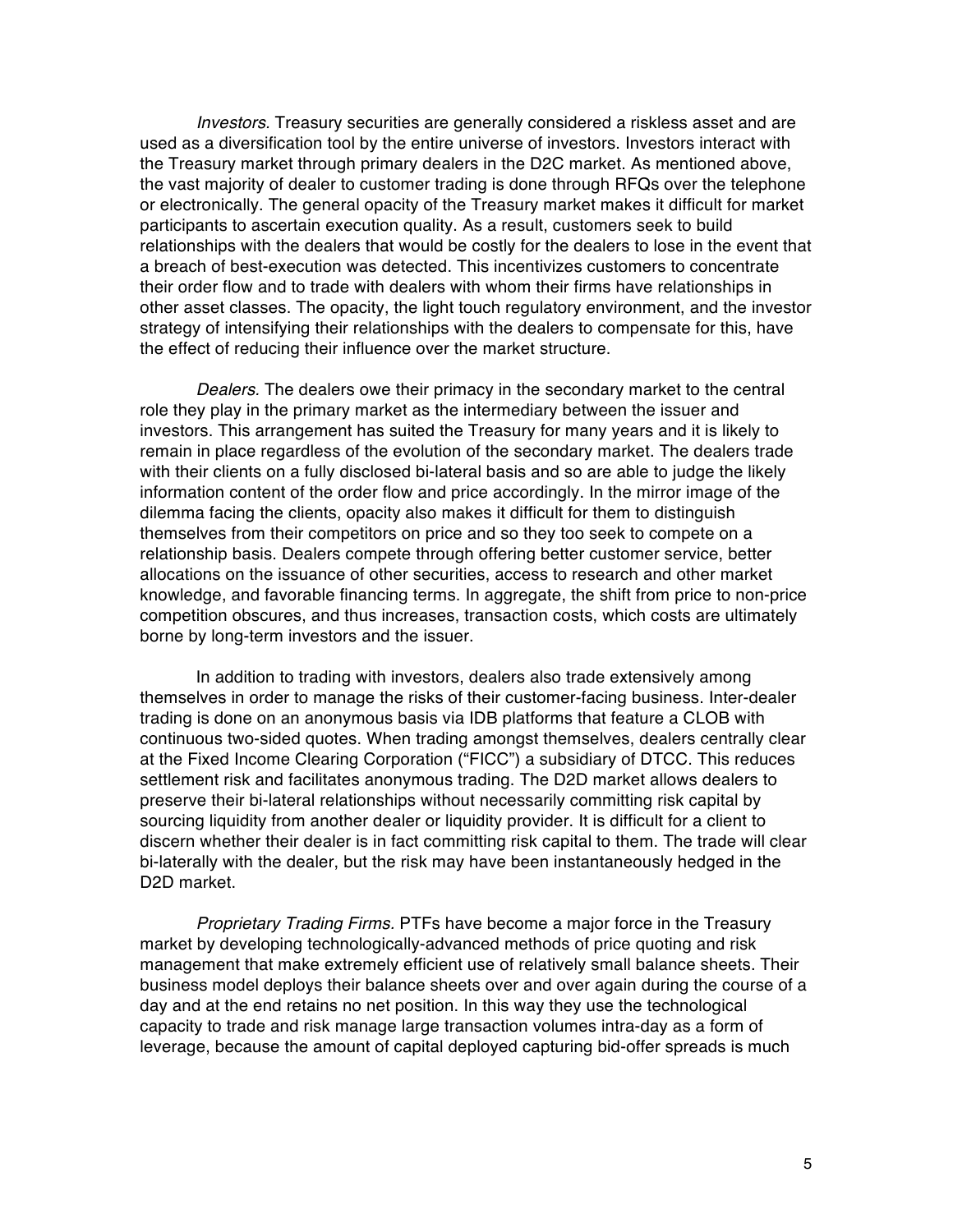*Investors.* Treasury securities are generally considered a riskless asset and are used as a diversification tool by the entire universe of investors. Investors interact with the Treasury market through primary dealers in the D2C market. As mentioned above, the vast majority of dealer to customer trading is done through RFQs over the telephone or electronically. The general opacity of the Treasury market makes it difficult for market participants to ascertain execution quality. As a result, customers seek to build relationships with the dealers that would be costly for the dealers to lose in the event that a breach of best-execution was detected. This incentivizes customers to concentrate their order flow and to trade with dealers with whom their firms have relationships in other asset classes. The opacity, the light touch regulatory environment, and the investor strategy of intensifying their relationships with the dealers to compensate for this, have the effect of reducing their influence over the market structure.

*Dealers.* The dealers owe their primacy in the secondary market to the central role they play in the primary market as the intermediary between the issuer and investors. This arrangement has suited the Treasury for many years and it is likely to remain in place regardless of the evolution of the secondary market. The dealers trade with their clients on a fully disclosed bi-lateral basis and so are able to judge the likely information content of the order flow and price accordingly. In the mirror image of the dilemma facing the clients, opacity also makes it difficult for them to distinguish themselves from their competitors on price and so they too seek to compete on a relationship basis. Dealers compete through offering better customer service, better allocations on the issuance of other securities, access to research and other market knowledge, and favorable financing terms. In aggregate, the shift from price to non-price competition obscures, and thus increases, transaction costs, which costs are ultimately borne by long-term investors and the issuer.

In addition to trading with investors, dealers also trade extensively among themselves in order to manage the risks of their customer-facing business. Inter-dealer trading is done on an anonymous basis via IDB platforms that feature a CLOB with continuous two-sided quotes. When trading amongst themselves, dealers centrally clear at the Fixed Income Clearing Corporation ("FICC") a subsidiary of DTCC. This reduces settlement risk and facilitates anonymous trading. The D2D market allows dealers to preserve their bi-lateral relationships without necessarily committing risk capital by sourcing liquidity from another dealer or liquidity provider. It is difficult for a client to discern whether their dealer is in fact committing risk capital to them. The trade will clear bi-laterally with the dealer, but the risk may have been instantaneously hedged in the D2D market.

*Proprietary Trading Firms.* PTFs have become a major force in the Treasury market by developing technologically-advanced methods of price quoting and risk management that make extremely efficient use of relatively small balance sheets. Their business model deploys their balance sheets over and over again during the course of a day and at the end retains no net position. In this way they use the technological capacity to trade and risk manage large transaction volumes intra-day as a form of leverage, because the amount of capital deployed capturing bid-offer spreads is much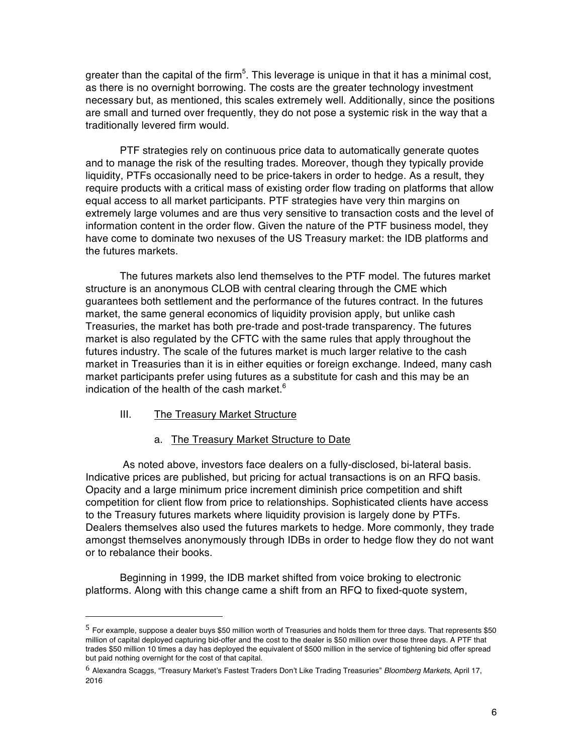greater than the capital of the firm[5]. This leverage is unique in that it has a minimal cost, as there is no overnight borrowing. The costs are the greater technology investment necessary but, as mentioned, this scales extremely well. Additionally, since the positions are small and turned over frequently, they do not pose a systemic risk in the way that a traditionally levered firm would.

PTF strategies rely on continuous price data to automatically generate quotes and to manage the risk of the resulting trades. Moreover, though they typically provide liquidity, PTFs occasionally need to be price-takers in order to hedge. As a result, they require products with a critical mass of existing order flow trading on platforms that allow equal access to all market participants. PTF strategies have very thin margins on extremely large volumes and are thus very sensitive to transaction costs and the level of information content in the order flow. Given the nature of the PTF business model, they have come to dominate two nexuses of the US Treasury market: the IDB platforms and the futures markets.

The futures markets also lend themselves to the PTF model. The futures market structure is an anonymous CLOB with central clearing through the CME which guarantees both settlement and the performance of the futures contract. In the futures market, the same general economics of liquidity provision apply, but unlike cash Treasuries, the market has both pre-trade and post-trade transparency. The futures market is also regulated by the CFTC with the same rules that apply throughout the futures industry. The scale of the futures market is much larger relative to the cash market in Treasuries than it is in either equities or foreign exchange. Indeed, many cash market participants prefer using futures as a substitute for cash and this may be an indication of the health of the cash market.[6]

## III. The Treasury Market Structure

### a. The Treasury Market Structure to Date

As noted above, investors face dealers on a fully-disclosed, bi-lateral basis. Indicative prices are published, but pricing for actual transactions is on an RFQ basis. Opacity and a large minimum price increment diminish price competition and shift competition for client flow from price to relationships. Sophisticated clients have access to the Treasury futures markets where liquidity provision is largely done by PTFs. Dealers themselves also used the futures markets to hedge. More commonly, they trade amongst themselves anonymously through IDBs in order to hedge flow they do not want or to rebalance their books.

Beginning in 1999, the IDB market shifted from voice broking to electronic platforms. Along with this change came a shift from an RFQ to fixed-quote system,

---

[5] For example, suppose a dealer buys $50 million worth of Treasuries and holds them for three days. That represents $50 million of capital deployed capturing bid-offer and the cost to the dealer is $50 million over those three days. A PTF that trades $50 million 10 times a day has deployed the equivalent of $500 million in the service of tightening bid offer spread but paid nothing overnight for the cost of that capital.

[6] Alexandra Scaggs, "Treasury Market's Fastest Traders Don't Like Trading Treasuries" *Bloomberg Markets*, April 17, 2016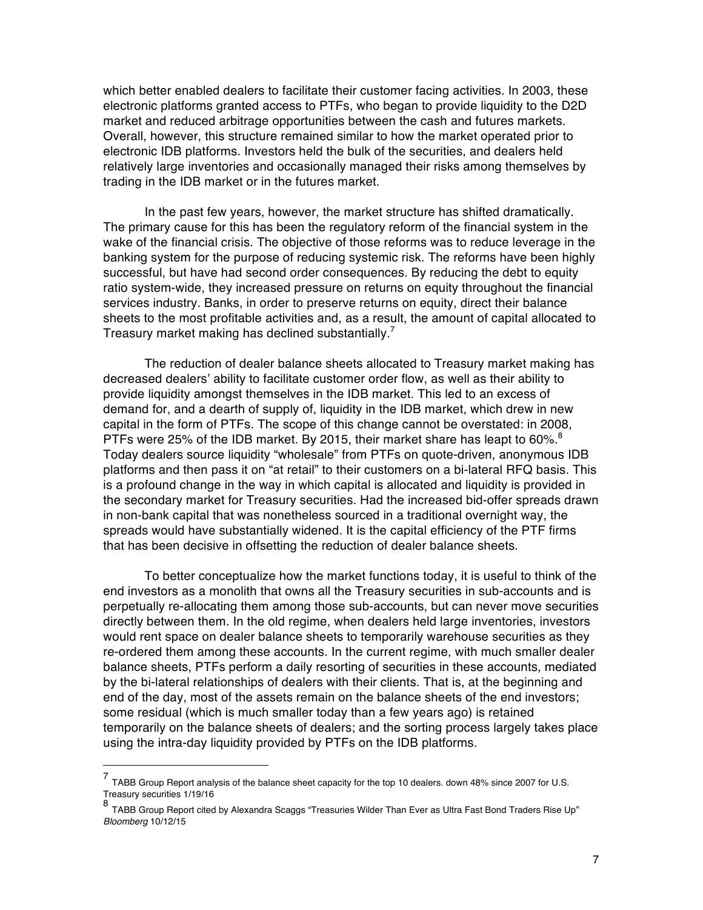which better enabled dealers to facilitate their customer facing activities. In 2003, these electronic platforms granted access to PTFs, who began to provide liquidity to the D2D market and reduced arbitrage opportunities between the cash and futures markets. Overall, however, this structure remained similar to how the market operated prior to electronic IDB platforms. Investors held the bulk of the securities, and dealers held relatively large inventories and occasionally managed their risks among themselves by trading in the IDB market or in the futures market.

In the past few years, however, the market structure has shifted dramatically. The primary cause for this has been the regulatory reform of the financial system in the wake of the financial crisis. The objective of those reforms was to reduce leverage in the banking system for the purpose of reducing systemic risk. The reforms have been highly successful, but have had second order consequences. By reducing the debt to equity ratio system-wide, they increased pressure on returns on equity throughout the financial services industry. Banks, in order to preserve returns on equity, direct their balance sheets to the most profitable activities and, as a result, the amount of capital allocated to Treasury market making has declined substantially.[7]

The reduction of dealer balance sheets allocated to Treasury market making has decreased dealers' ability to facilitate customer order flow, as well as their ability to provide liquidity amongst themselves in the IDB market. This led to an excess of demand for, and a dearth of supply of, liquidity in the IDB market, which drew in new capital in the form of PTFs. The scope of this change cannot be overstated: in 2008, PTFs were 25% of the IDB market. By 2015, their market share has leapt to 60%.[8] Today dealers source liquidity "wholesale" from PTFs on quote-driven, anonymous IDB platforms and then pass it on "at retail" to their customers on a bi-lateral RFQ basis. This is a profound change in the way in which capital is allocated and liquidity is provided in the secondary market for Treasury securities. Had the increased bid-offer spreads drawn in non-bank capital that was nonetheless sourced in a traditional overnight way, the spreads would have substantially widened. It is the capital efficiency of the PTF firms that has been decisive in offsetting the reduction of dealer balance sheets.

To better conceptualize how the market functions today, it is useful to think of the end investors as a monolith that owns all the Treasury securities in sub-accounts and is perpetually re-allocating them among those sub-accounts, but can never move securities directly between them. In the old regime, when dealers held large inventories, investors would rent space on dealer balance sheets to temporarily warehouse securities as they re-ordered them among these accounts. In the current regime, with much smaller dealer balance sheets, PTFs perform a daily resorting of securities in these accounts, mediated by the bi-lateral relationships of dealers with their clients. That is, at the beginning and end of the day, most of the assets remain on the balance sheets of the end investors; some residual (which is much smaller today than a few years ago) is retained temporarily on the balance sheets of dealers; and the sorting process largely takes place using the intra-day liquidity provided by PTFs on the IDB platforms.

---

[7] TABB Group Report analysis of the balance sheet capacity for the top 10 dealers. down 48% since 2007 for U.S. Treasury securities 1/19/16

[8] TABB Group Report cited by Alexandra Scaggs "Treasuries Wilder Than Ever as Ultra Fast Bond Traders Rise Up" *Bloomberg* 10/12/15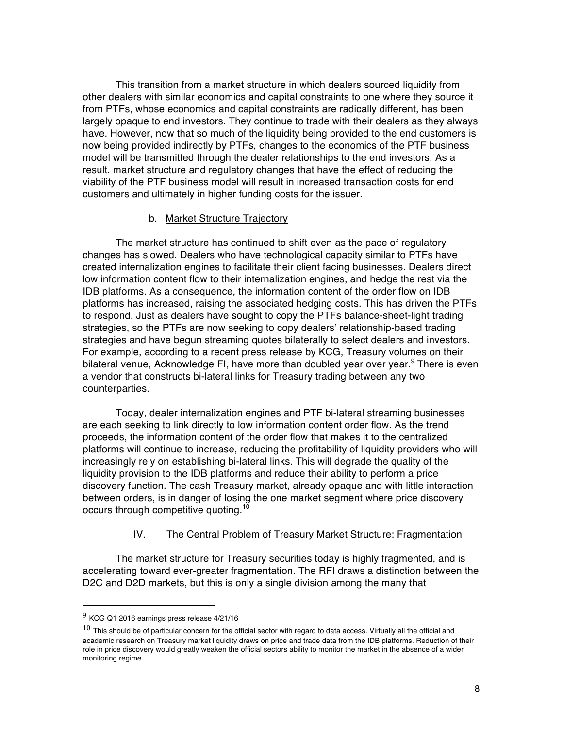This transition from a market structure in which dealers sourced liquidity from other dealers with similar economics and capital constraints to one where they source it from PTFs, whose economics and capital constraints are radically different, has been largely opaque to end investors. They continue to trade with their dealers as they always have. However, now that so much of the liquidity being provided to the end customers is now being provided indirectly by PTFs, changes to the economics of the PTF business model will be transmitted through the dealer relationships to the end investors. As a result, market structure and regulatory changes that have the effect of reducing the viability of the PTF business model will result in increased transaction costs for end customers and ultimately in higher funding costs for the issuer.

### b. Market Structure Trajectory

The market structure has continued to shift even as the pace of regulatory changes has slowed. Dealers who have technological capacity similar to PTFs have created internalization engines to facilitate their client facing businesses. Dealers direct low information content flow to their internalization engines, and hedge the rest via the IDB platforms. As a consequence, the information content of the order flow on IDB platforms has increased, raising the associated hedging costs. This has driven the PTFs to respond. Just as dealers have sought to copy the PTFs balance-sheet-light trading strategies, so the PTFs are now seeking to copy dealers' relationship-based trading strategies and have begun streaming quotes bilaterally to select dealers and investors. For example, according to a recent press release by KCG, Treasury volumes on their bilateral venue, Acknowledge FI, have more than doubled year over year.[9] There is even a vendor that constructs bi-lateral links for Treasury trading between any two counterparties.

Today, dealer internalization engines and PTF bi-lateral streaming businesses are each seeking to link directly to low information content order flow. As the trend proceeds, the information content of the order flow that makes it to the centralized platforms will continue to increase, reducing the profitability of liquidity providers who will increasingly rely on establishing bi-lateral links. This will degrade the quality of the liquidity provision to the IDB platforms and reduce their ability to perform a price discovery function. The cash Treasury market, already opaque and with little interaction between orders, is in danger of losing the one market segment where price discovery occurs through competitive quoting.[10]

## IV. The Central Problem of Treasury Market Structure: Fragmentation

The market structure for Treasury securities today is highly fragmented, and is accelerating toward ever-greater fragmentation. The RFI draws a distinction between the D2C and D2D markets, but this is only a single division among the many that

---

[9] KCG Q1 2016 earnings press release 4/21/16

[10] This should be of particular concern for the official sector with regard to data access. Virtually all the official and academic research on Treasury market liquidity draws on price and trade data from the IDB platforms. Reduction of their role in price discovery would greatly weaken the official sectors ability to monitor the market in the absence of a wider monitoring regime.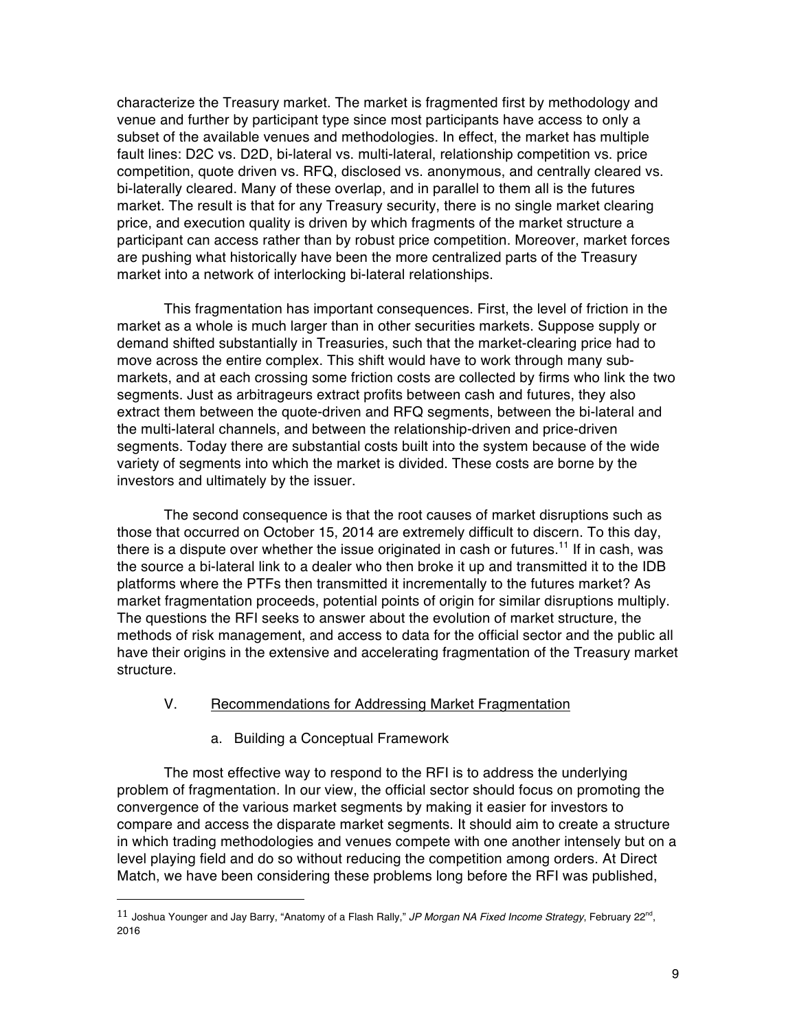characterize the Treasury market. The market is fragmented first by methodology and venue and further by participant type since most participants have access to only a subset of the available venues and methodologies. In effect, the market has multiple fault lines: D2C vs. D2D, bi-lateral vs. multi-lateral, relationship competition vs. price competition, quote driven vs. RFQ, disclosed vs. anonymous, and centrally cleared vs. bi-laterally cleared. Many of these overlap, and in parallel to them all is the futures market. The result is that for any Treasury security, there is no single market clearing price, and execution quality is driven by which fragments of the market structure a participant can access rather than by robust price competition. Moreover, market forces are pushing what historically have been the more centralized parts of the Treasury market into a network of interlocking bi-lateral relationships.

This fragmentation has important consequences. First, the level of friction in the market as a whole is much larger than in other securities markets. Suppose supply or demand shifted substantially in Treasuries, such that the market-clearing price had to move across the entire complex. This shift would have to work through many sub-markets, and at each crossing some friction costs are collected by firms who link the two segments. Just as arbitrageurs extract profits between cash and futures, they also extract them between the quote-driven and RFQ segments, between the bi-lateral and the multi-lateral channels, and between the relationship-driven and price-driven segments. Today there are substantial costs built into the system because of the wide variety of segments into which the market is divided. These costs are borne by the investors and ultimately by the issuer.

The second consequence is that the root causes of market disruptions such as those that occurred on October 15, 2014 are extremely difficult to discern. To this day, there is a dispute over whether the issue originated in cash or futures.[11] If in cash, was the source a bi-lateral link to a dealer who then broke it up and transmitted it to the IDB platforms where the PTFs then transmitted it incrementally to the futures market? As market fragmentation proceeds, potential points of origin for similar disruptions multiply. The questions the RFI seeks to answer about the evolution of market structure, the methods of risk management, and access to data for the official sector and the public all have their origins in the extensive and accelerating fragmentation of the Treasury market structure.

## V. Recommendations for Addressing Market Fragmentation

### a. Building a Conceptual Framework

The most effective way to respond to the RFI is to address the underlying problem of fragmentation. In our view, the official sector should focus on promoting the convergence of the various market segments by making it easier for investors to compare and access the disparate market segments. It should aim to create a structure in which trading methodologies and venues compete with one another intensely but on a level playing field and do so without reducing the competition among orders. At Direct Match, we have been considering these problems long before the RFI was published,

---

[11] Joshua Younger and Jay Barry, "Anatomy of a Flash Rally," *JP Morgan NA Fixed Income Strategy*, February 22nd, 2016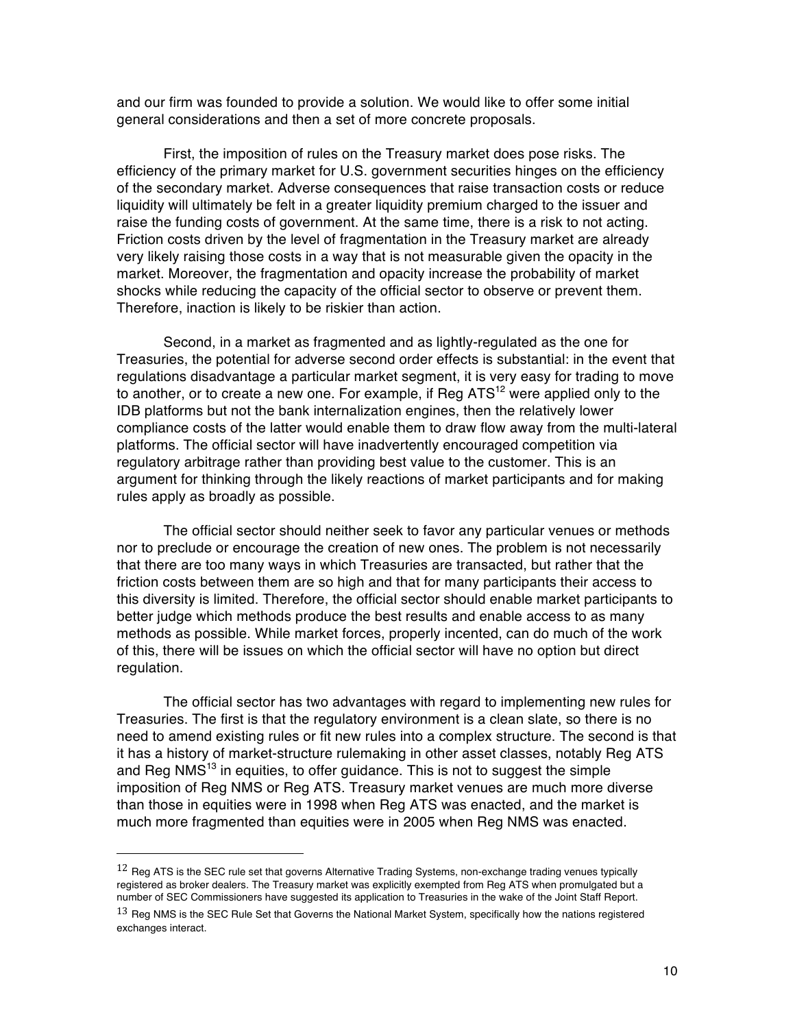and our firm was founded to provide a solution. We would like to offer some initial general considerations and then a set of more concrete proposals.

First, the imposition of rules on the Treasury market does pose risks. The efficiency of the primary market for U.S. government securities hinges on the efficiency of the secondary market. Adverse consequences that raise transaction costs or reduce liquidity will ultimately be felt in a greater liquidity premium charged to the issuer and raise the funding costs of government. At the same time, there is a risk to not acting. Friction costs driven by the level of fragmentation in the Treasury market are already very likely raising those costs in a way that is not measurable given the opacity in the market. Moreover, the fragmentation and opacity increase the probability of market shocks while reducing the capacity of the official sector to observe or prevent them. Therefore, inaction is likely to be riskier than action.

Second, in a market as fragmented and as lightly-regulated as the one for Treasuries, the potential for adverse second order effects is substantial: in the event that regulations disadvantage a particular market segment, it is very easy for trading to move to another, or to create a new one. For example, if Reg ATS[12] were applied only to the IDB platforms but not the bank internalization engines, then the relatively lower compliance costs of the latter would enable them to draw flow away from the multi-lateral platforms. The official sector will have inadvertently encouraged competition via regulatory arbitrage rather than providing best value to the customer. This is an argument for thinking through the likely reactions of market participants and for making rules apply as broadly as possible.

The official sector should neither seek to favor any particular venues or methods nor to preclude or encourage the creation of new ones. The problem is not necessarily that there are too many ways in which Treasuries are transacted, but rather that the friction costs between them are so high and that for many participants their access to this diversity is limited. Therefore, the official sector should enable market participants to better judge which methods produce the best results and enable access to as many methods as possible. While market forces, properly incented, can do much of the work of this, there will be issues on which the official sector will have no option but direct regulation.

The official sector has two advantages with regard to implementing new rules for Treasuries. The first is that the regulatory environment is a clean slate, so there is no need to amend existing rules or fit new rules into a complex structure. The second is that it has a history of market-structure rulemaking in other asset classes, notably Reg ATS and Reg NMS[13] in equities, to offer guidance. This is not to suggest the simple imposition of Reg NMS or Reg ATS. Treasury market venues are much more diverse than those in equities were in 1998 when Reg ATS was enacted, and the market is much more fragmented than equities were in 2005 when Reg NMS was enacted.

---

[12] Reg ATS is the SEC rule set that governs Alternative Trading Systems, non-exchange trading venues typically registered as broker dealers. The Treasury market was explicitly exempted from Reg ATS when promulgated but a number of SEC Commissioners have suggested its application to Treasuries in the wake of the Joint Staff Report.

[13] Reg NMS is the SEC Rule Set that Governs the National Market System, specifically how the nations registered exchanges interact.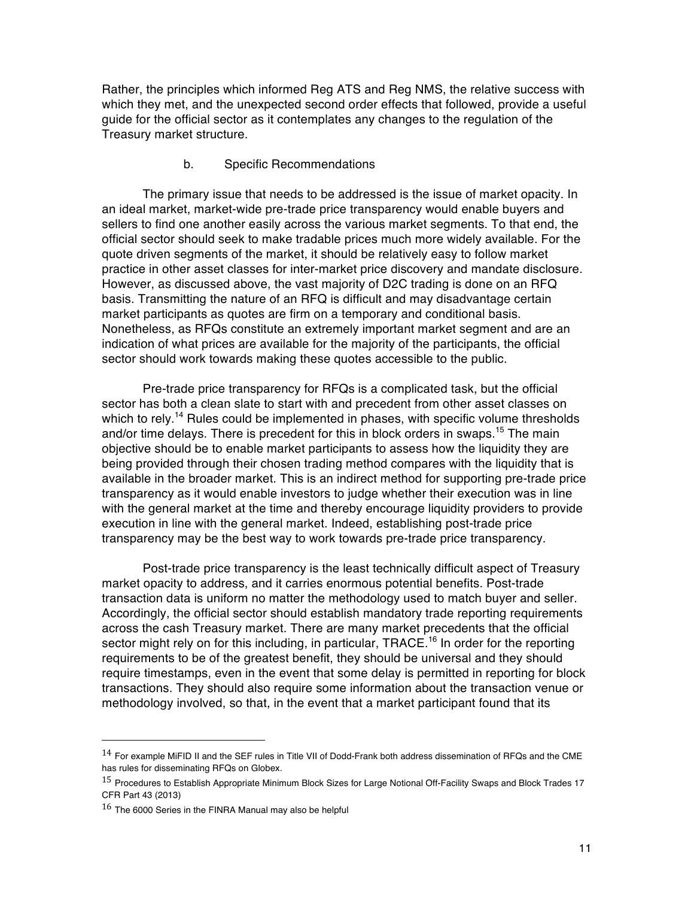Rather, the principles which informed Reg ATS and Reg NMS, the relative success with which they met, and the unexpected second order effects that followed, provide a useful guide for the official sector as it contemplates any changes to the regulation of the Treasury market structure.

### b. Specific Recommendations

The primary issue that needs to be addressed is the issue of market opacity. In an ideal market, market-wide pre-trade price transparency would enable buyers and sellers to find one another easily across the various market segments. To that end, the official sector should seek to make tradable prices much more widely available. For the quote driven segments of the market, it should be relatively easy to follow market practice in other asset classes for inter-market price discovery and mandate disclosure. However, as discussed above, the vast majority of D2C trading is done on an RFQ basis. Transmitting the nature of an RFQ is difficult and may disadvantage certain market participants as quotes are firm on a temporary and conditional basis. Nonetheless, as RFQs constitute an extremely important market segment and are an indication of what prices are available for the majority of the participants, the official sector should work towards making these quotes accessible to the public.

Pre-trade price transparency for RFQs is a complicated task, but the official sector has both a clean slate to start with and precedent from other asset classes on which to rely.[14] Rules could be implemented in phases, with specific volume thresholds and/or time delays. There is precedent for this in block orders in swaps.[15] The main objective should be to enable market participants to assess how the liquidity they are being provided through their chosen trading method compares with the liquidity that is available in the broader market. This is an indirect method for supporting pre-trade price transparency as it would enable investors to judge whether their execution was in line with the general market at the time and thereby encourage liquidity providers to provide execution in line with the general market. Indeed, establishing post-trade price transparency may be the best way to work towards pre-trade price transparency.

Post-trade price transparency is the least technically difficult aspect of Treasury market opacity to address, and it carries enormous potential benefits. Post-trade transaction data is uniform no matter the methodology used to match buyer and seller. Accordingly, the official sector should establish mandatory trade reporting requirements across the cash Treasury market. There are many market precedents that the official sector might rely on for this including, in particular, TRACE.[16] In order for the reporting requirements to be of the greatest benefit, they should be universal and they should require timestamps, even in the event that some delay is permitted in reporting for block transactions. They should also require some information about the transaction venue or methodology involved, so that, in the event that a market participant found that its

---

[14] For example MiFID II and the SEF rules in Title VII of Dodd-Frank both address dissemination of RFQs and the CME has rules for disseminating RFQs on Globex.

[15] Procedures to Establish Appropriate Minimum Block Sizes for Large Notional Off-Facility Swaps and Block Trades 17 CFR Part 43 (2013)

[16] The 6000 Series in the FINRA Manual may also be helpful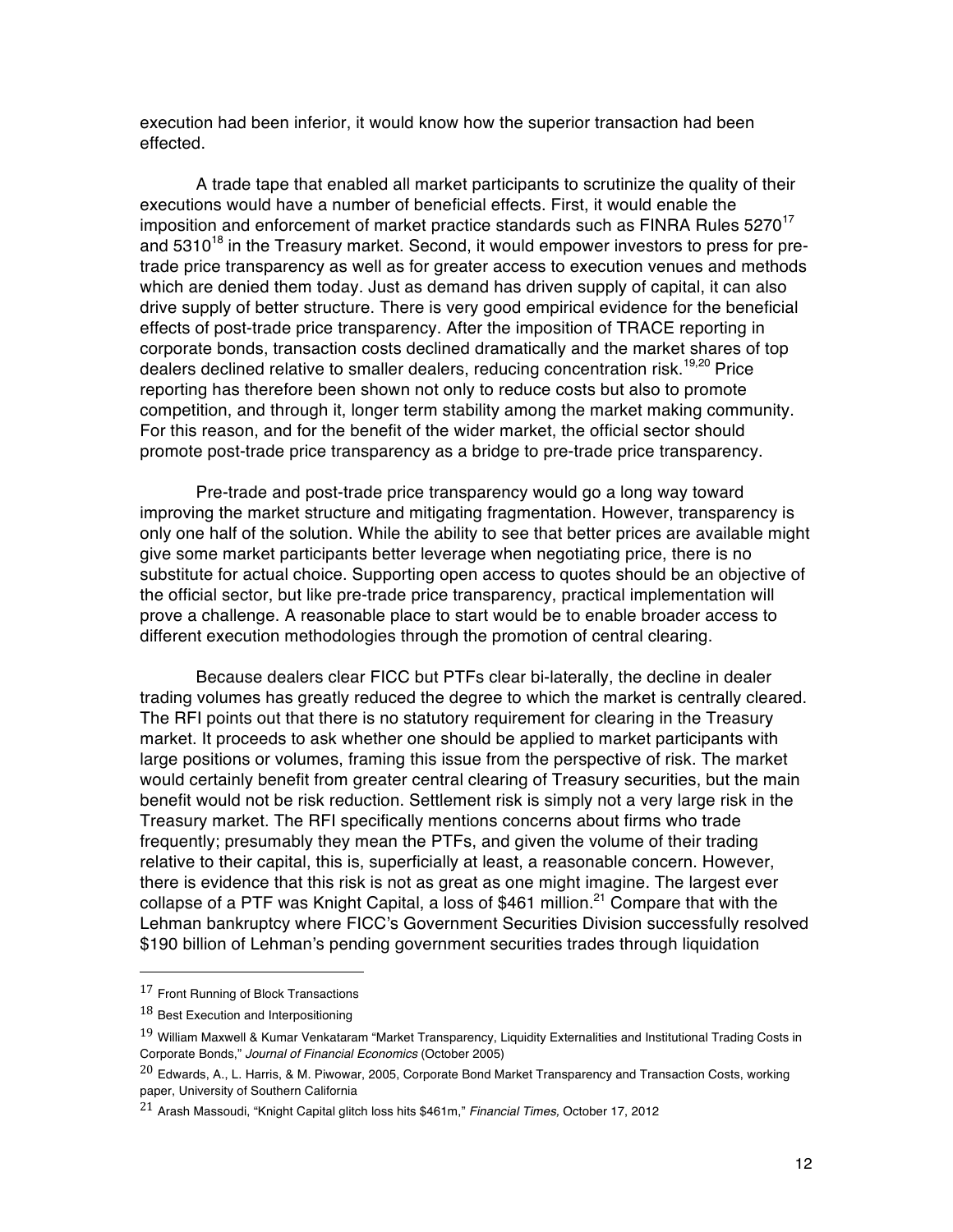execution had been inferior, it would know how the superior transaction had been effected.

A trade tape that enabled all market participants to scrutinize the quality of their executions would have a number of beneficial effects. First, it would enable the imposition and enforcement of market practice standards such as FINRA Rules 5270[17] and 5310[18] in the Treasury market. Second, it would empower investors to press for pre-trade price transparency as well as for greater access to execution venues and methods which are denied them today. Just as demand has driven supply of capital, it can also drive supply of better structure. There is very good empirical evidence for the beneficial effects of post-trade price transparency. After the imposition of TRACE reporting in corporate bonds, transaction costs declined dramatically and the market shares of top dealers declined relative to smaller dealers, reducing concentration risk.[19,20] Price reporting has therefore been shown not only to reduce costs but also to promote competition, and through it, longer term stability among the market making community. For this reason, and for the benefit of the wider market, the official sector should promote post-trade price transparency as a bridge to pre-trade price transparency.

Pre-trade and post-trade price transparency would go a long way toward improving the market structure and mitigating fragmentation. However, transparency is only one half of the solution. While the ability to see that better prices are available might give some market participants better leverage when negotiating price, there is no substitute for actual choice. Supporting open access to quotes should be an objective of the official sector, but like pre-trade price transparency, practical implementation will prove a challenge. A reasonable place to start would be to enable broader access to different execution methodologies through the promotion of central clearing.

Because dealers clear FICC but PTFs clear bi-laterally, the decline in dealer trading volumes has greatly reduced the degree to which the market is centrally cleared. The RFI points out that there is no statutory requirement for clearing in the Treasury market. It proceeds to ask whether one should be applied to market participants with large positions or volumes, framing this issue from the perspective of risk. The market would certainly benefit from greater central clearing of Treasury securities, but the main benefit would not be risk reduction. Settlement risk is simply not a very large risk in the Treasury market. The RFI specifically mentions concerns about firms who trade frequently; presumably they mean the PTFs, and given the volume of their trading relative to their capital, this is, superficially at least, a reasonable concern. However, there is evidence that this risk is not as great as one might imagine. The largest ever collapse of a PTF was Knight Capital, a loss of $461 million.[21] Compare that with the Lehman bankruptcy where FICC's Government Securities Division successfully resolved $190 billion of Lehman's pending government securities trades through liquidation

---

[17] Front Running of Block Transactions

[18] Best Execution and Interpositioning

[19] William Maxwell & Kumar Venkataram "Market Transparency, Liquidity Externalities and Institutional Trading Costs in Corporate Bonds," *Journal of Financial Economics* (October 2005)

[20] Edwards, A., L. Harris, & M. Piwowar, 2005, Corporate Bond Market Transparency and Transaction Costs, working paper, University of Southern California

[21] Arash Massoudi, "Knight Capital glitch loss hits $461m," *Financial Times,* October 17, 2012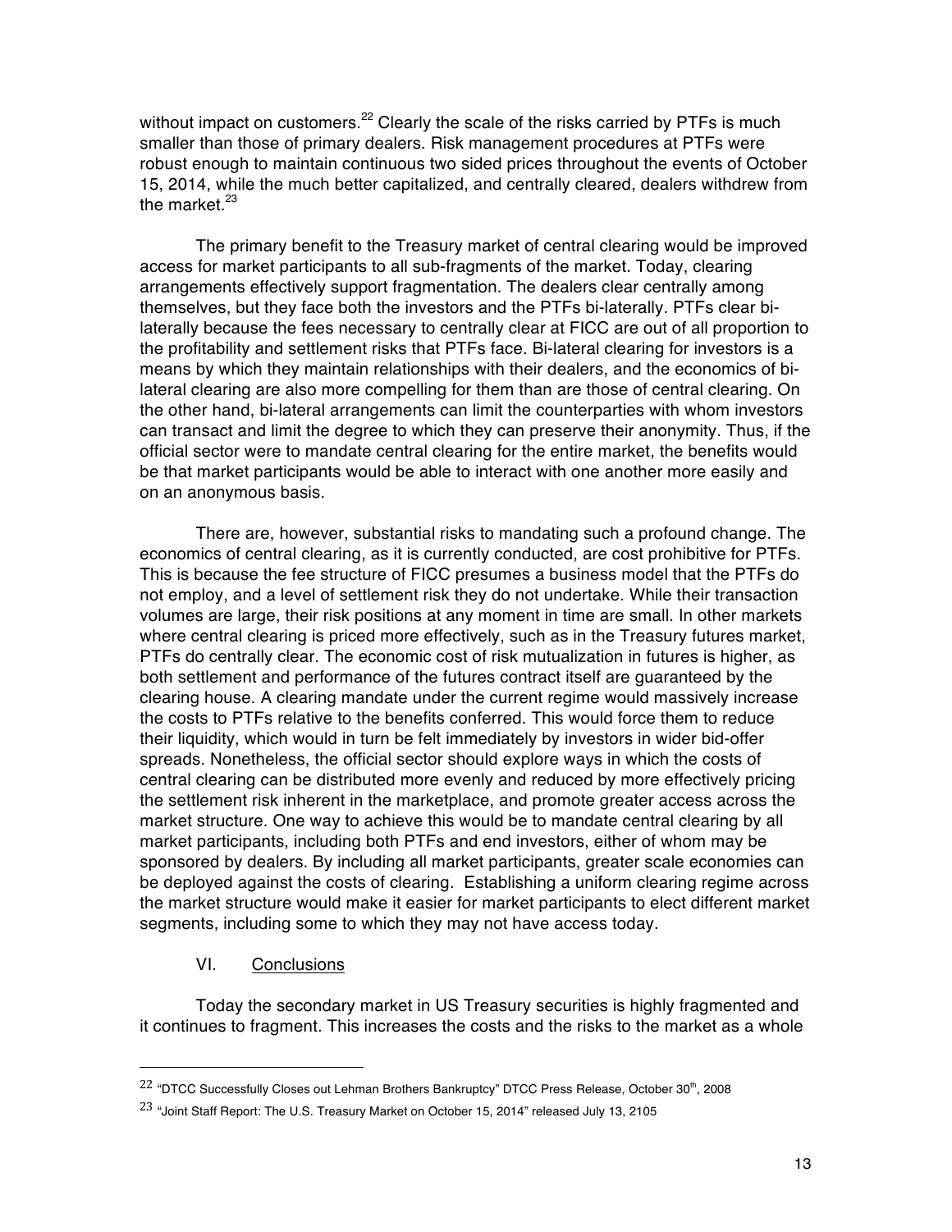without impact on customers.[22] Clearly the scale of the risks carried by PTFs is much smaller than those of primary dealers. Risk management procedures at PTFs were robust enough to maintain continuous two sided prices throughout the events of October 15, 2014, while the much better capitalized, and centrally cleared, dealers withdrew from the market.[23]

The primary benefit to the Treasury market of central clearing would be improved access for market participants to all sub-fragments of the market. Today, clearing arrangements effectively support fragmentation. The dealers clear centrally among themselves, but they face both the investors and the PTFs bi-laterally. PTFs clear bi-laterally because the fees necessary to centrally clear at FICC are out of all proportion to the profitability and settlement risks that PTFs face. Bi-lateral clearing for investors is a means by which they maintain relationships with their dealers, and the economics of bi-lateral clearing are also more compelling for them than are those of central clearing. On the other hand, bi-lateral arrangements can limit the counterparties with whom investors can transact and limit the degree to which they can preserve their anonymity. Thus, if the official sector were to mandate central clearing for the entire market, the benefits would be that market participants would be able to interact with one another more easily and on an anonymous basis.

There are, however, substantial risks to mandating such a profound change. The economics of central clearing, as it is currently conducted, are cost prohibitive for PTFs. This is because the fee structure of FICC presumes a business model that the PTFs do not employ, and a level of settlement risk they do not undertake. While their transaction volumes are large, their risk positions at any moment in time are small. In other markets where central clearing is priced more effectively, such as in the Treasury futures market, PTFs do centrally clear. The economic cost of risk mutualization in futures is higher, as both settlement and performance of the futures contract itself are guaranteed by the clearing house. A clearing mandate under the current regime would massively increase the costs to PTFs relative to the benefits conferred. This would force them to reduce their liquidity, which would in turn be felt immediately by investors in wider bid-offer spreads. Nonetheless, the official sector should explore ways in which the costs of central clearing can be distributed more evenly and reduced by more effectively pricing the settlement risk inherent in the marketplace, and promote greater access across the market structure. One way to achieve this would be to mandate central clearing by all market participants, including both PTFs and end investors, either of whom may be sponsored by dealers. By including all market participants, greater scale economies can be deployed against the costs of clearing. Establishing a uniform clearing regime across the market structure would make it easier for market participants to elect different market segments, including some to which they may not have access today.

## VI. Conclusions

Today the secondary market in US Treasury securities is highly fragmented and it continues to fragment. This increases the costs and the risks to the market as a whole

---

[22] "DTCC Successfully Closes out Lehman Brothers Bankruptcy" DTCC Press Release, October 30th, 2008

[23] "Joint Staff Report: The U.S. Treasury Market on October 15, 2014" released July 13, 2105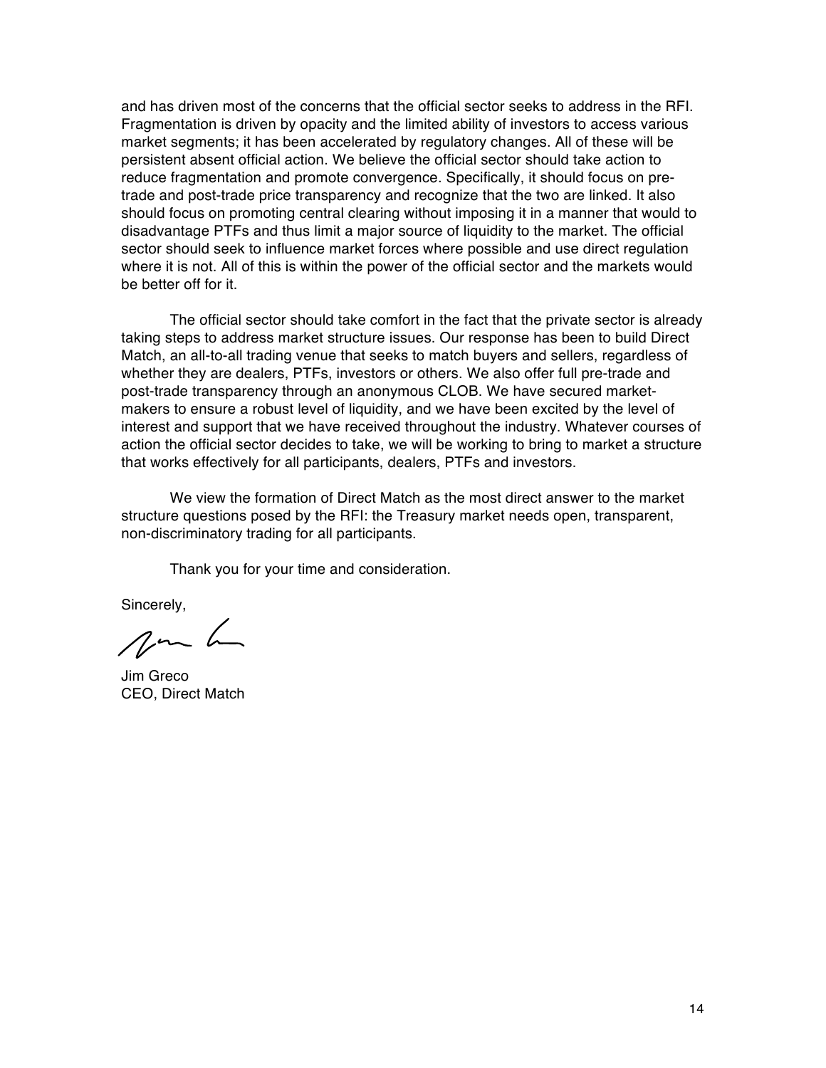and has driven most of the concerns that the official sector seeks to address in the RFI. Fragmentation is driven by opacity and the limited ability of investors to access various market segments; it has been accelerated by regulatory changes. All of these will be persistent absent official action. We believe the official sector should take action to reduce fragmentation and promote convergence. Specifically, it should focus on pre-trade and post-trade price transparency and recognize that the two are linked. It also should focus on promoting central clearing without imposing it in a manner that would to disadvantage PTFs and thus limit a major source of liquidity to the market. The official sector should seek to influence market forces where possible and use direct regulation where it is not. All of this is within the power of the official sector and the markets would be better off for it.

The official sector should take comfort in the fact that the private sector is already taking steps to address market structure issues. Our response has been to build Direct Match, an all-to-all trading venue that seeks to match buyers and sellers, regardless of whether they are dealers, PTFs, investors or others. We also offer full pre-trade and post-trade transparency through an anonymous CLOB. We have secured market-makers to ensure a robust level of liquidity, and we have been excited by the level of interest and support that we have received throughout the industry. Whatever courses of action the official sector decides to take, we will be working to bring to market a structure that works effectively for all participants, dealers, PTFs and investors.

We view the formation of Direct Match as the most direct answer to the market structure questions posed by the RFI: the Treasury market needs open, transparent, non-discriminatory trading for all participants.

Thank you for your time and consideration.

Sincerely,

Jim Greco
CEO, Direct Match